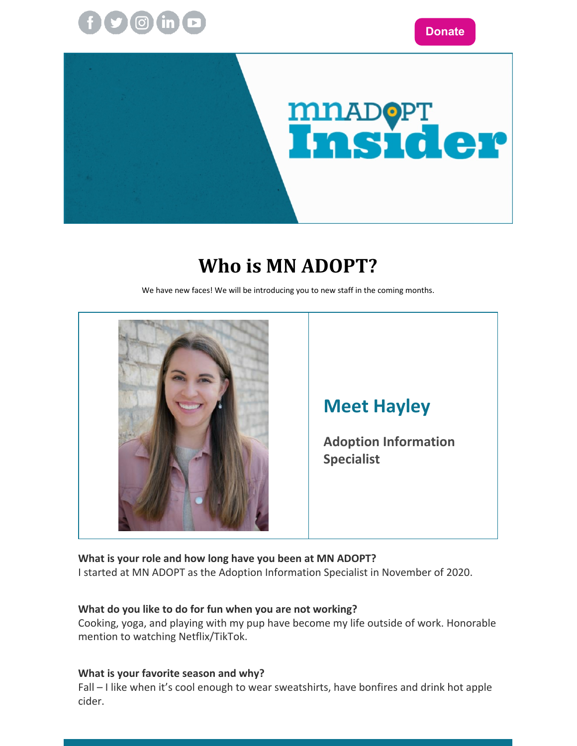Donate

# Who is MN ADOPT?

We have new faces! We will be introducing you to new staff in the coming months.

## Meet Hayley

### Adoption Information Specialist

**What is your role and how long have you been at MN ADOPT?**
I started at MN ADOPT as the Adoption Information Specialist in November of 2020.

**What do you like to do for fun when you are not working?**
Cooking, yoga, and playing with my pup have become my life outside of work. Honorable mention to watching Netflix/TikTok.

**What is your favorite season and why?**
Fall – I like when it's cool enough to wear sweatshirts, have bonfires and drink hot apple cider.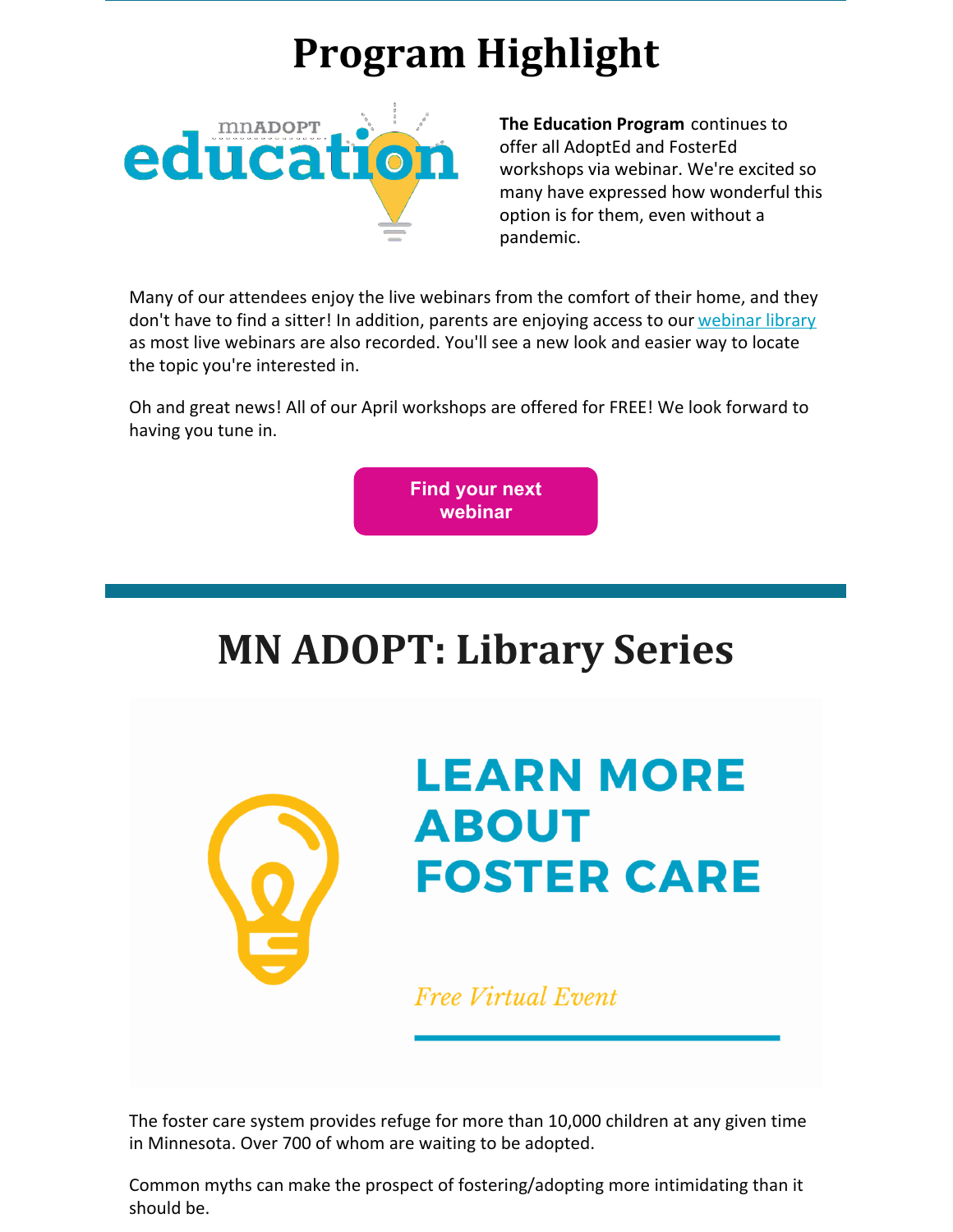# Program Highlight

mnADOPT education

**The Education Program** continues to offer all AdoptEd and FosterEd workshops via webinar. We're excited so many have expressed how wonderful this option is for them, even without a pandemic.

Many of our attendees enjoy the live webinars from the comfort of their home, and they don't have to find a sitter! In addition, parents are enjoying access to our webinar library as most live webinars are also recorded. You'll see a new look and easier way to locate the topic you're interested in.

Oh and great news! All of our April workshops are offered for FREE! We look forward to having you tune in.

**Find your next webinar**

# MN ADOPT: Library Series

**LEARN MORE ABOUT FOSTER CARE**

*Free Virtual Event*

The foster care system provides refuge for more than 10,000 children at any given time in Minnesota. Over 700 of whom are waiting to be adopted.

Common myths can make the prospect of fostering/adopting more intimidating than it should be.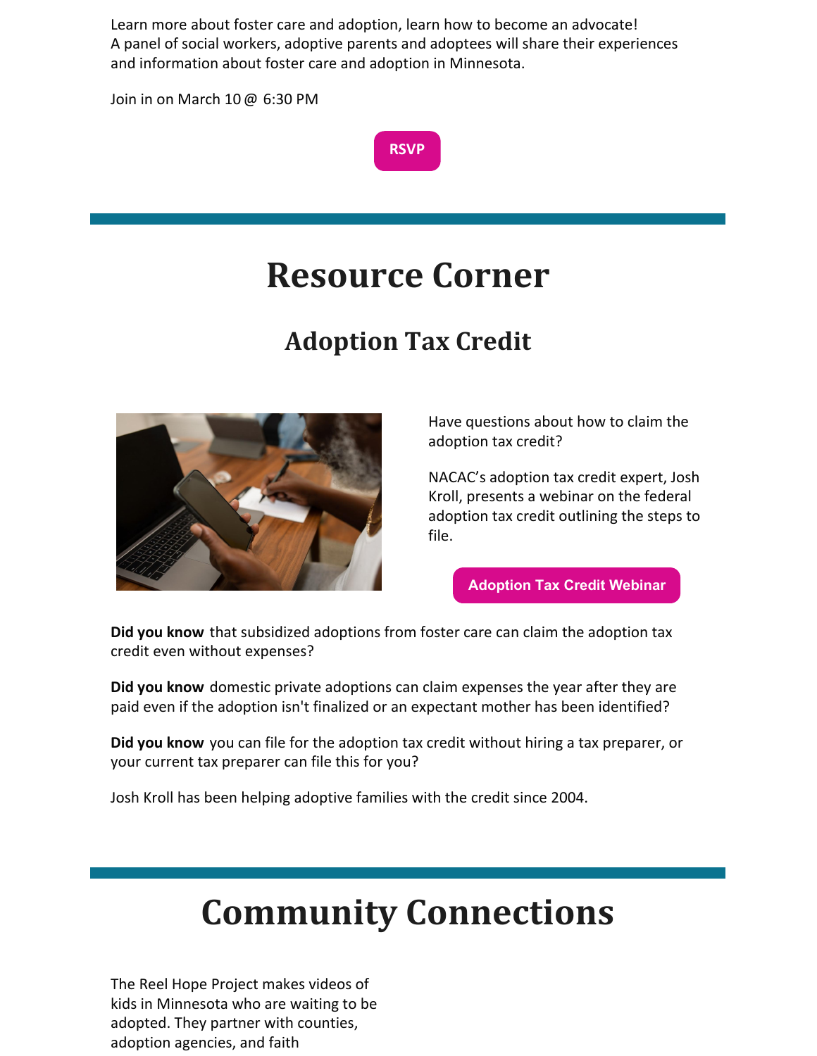Learn more about foster care and adoption, learn how to become an advocate!
A panel of social workers, adoptive parents and adoptees will share their experiences and information about foster care and adoption in Minnesota.

Join in on March 10 @ 6:30 PM

RSVP

# Resource Corner

## Adoption Tax Credit

Have questions about how to claim the adoption tax credit?

NACAC's adoption tax credit expert, Josh Kroll, presents a webinar on the federal adoption tax credit outlining the steps to file.

Adoption Tax Credit Webinar

**Did you know** that subsidized adoptions from foster care can claim the adoption tax credit even without expenses?

**Did you know** domestic private adoptions can claim expenses the year after they are paid even if the adoption isn't finalized or an expectant mother has been identified?

**Did you know** you can file for the adoption tax credit without hiring a tax preparer, or your current tax preparer can file this for you?

Josh Kroll has been helping adoptive families with the credit since 2004.

# Community Connections

The Reel Hope Project makes videos of kids in Minnesota who are waiting to be adopted. They partner with counties, adoption agencies, and faith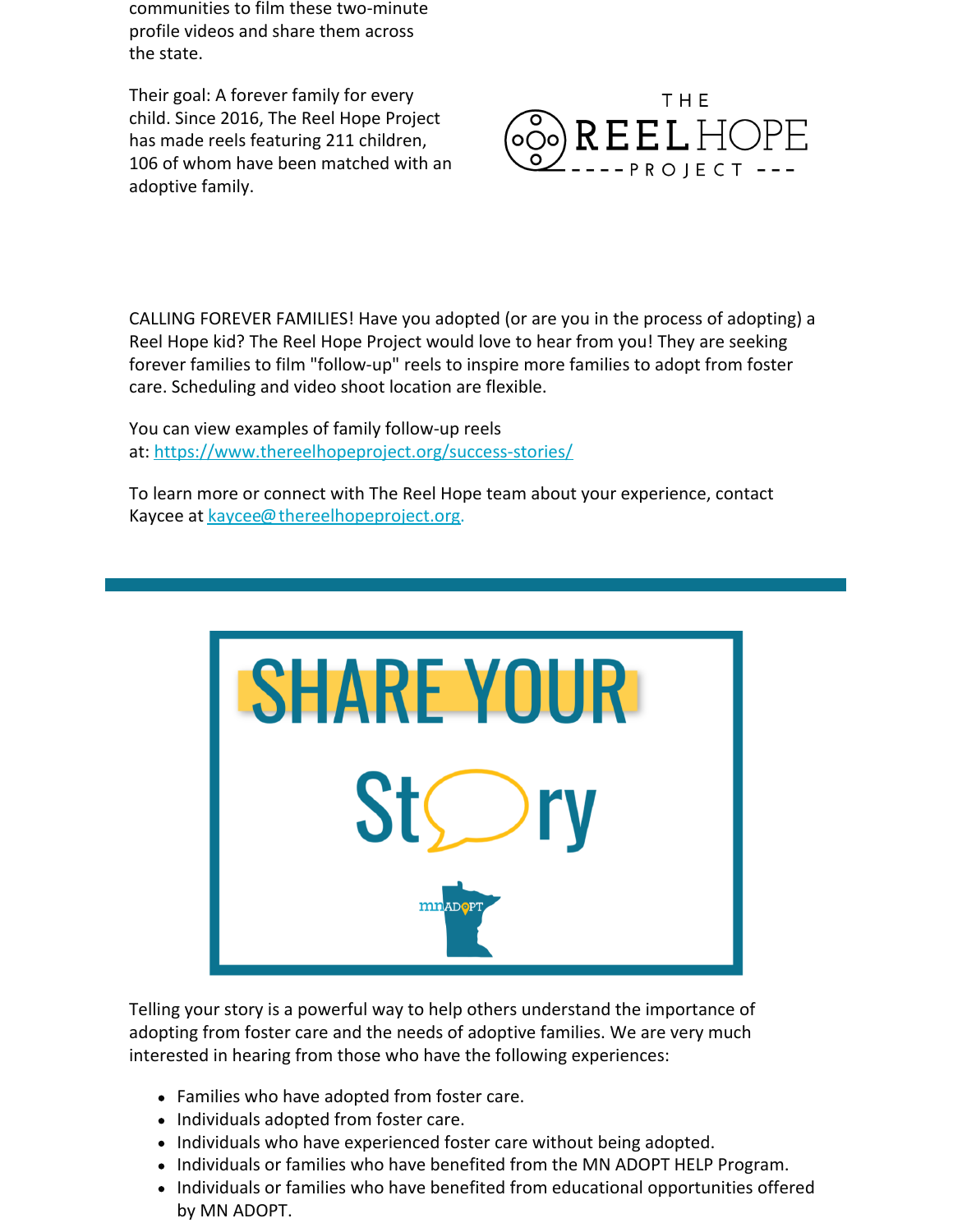communities to film these two-minute profile videos and share them across the state.

Their goal: A forever family for every child. Since 2016, The Reel Hope Project has made reels featuring 211 children, 106 of whom have been matched with an adoptive family.

THE REEL HOPE PROJECT

CALLING FOREVER FAMILIES! Have you adopted (or are you in the process of adopting) a Reel Hope kid? The Reel Hope Project would love to hear from you! They are seeking forever families to film "follow-up" reels to inspire more families to adopt from foster care. Scheduling and video shoot location are flexible.

You can view examples of family follow-up reels at: https://www.thereelhopeproject.org/success-stories/

To learn more or connect with The Reel Hope team about your experience, contact Kaycee at kaycee@thereelhopeproject.org.

---

## SHARE YOUR Story

mnADOPT

Telling your story is a powerful way to help others understand the importance of adopting from foster care and the needs of adoptive families. We are very much interested in hearing from those who have the following experiences:

- Families who have adopted from foster care.
- Individuals adopted from foster care.
- Individuals who have experienced foster care without being adopted.
- Individuals or families who have benefited from the MN ADOPT HELP Program.
- Individuals or families who have benefited from educational opportunities offered by MN ADOPT.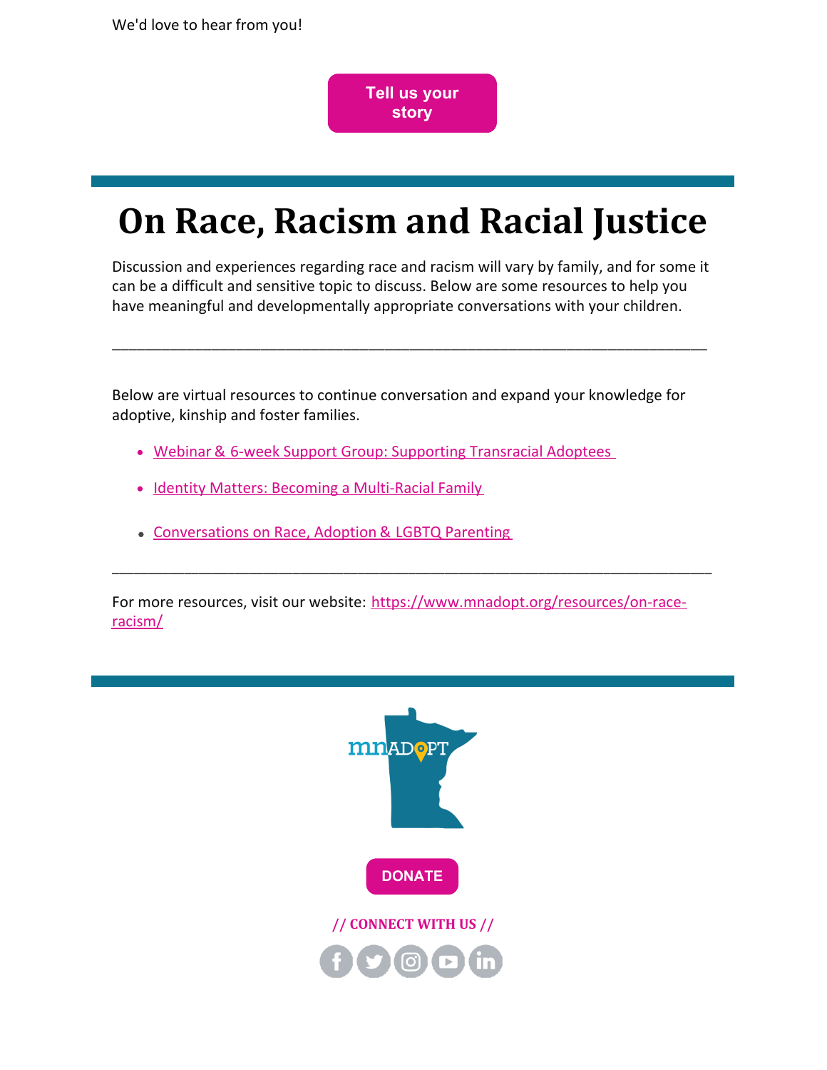We'd love to hear from you!

Tell us your story

---

# On Race, Racism and Racial Justice

Discussion and experiences regarding race and racism will vary by family, and for some it can be a difficult and sensitive topic to discuss. Below are some resources to help you have meaningful and developmentally appropriate conversations with your children.

---

Below are virtual resources to continue conversation and expand your knowledge for adoptive, kinship and foster families.

- Webinar & 6-week Support Group: Supporting Transracial Adoptees
- Identity Matters: Becoming a Multi-Racial Family
- Conversations on Race, Adoption & LGBTQ Parenting

---

For more resources, visit our website: https://www.mnadopt.org/resources/on-race-racism/

---

mnADOPT

DONATE

// CONNECT WITH US //